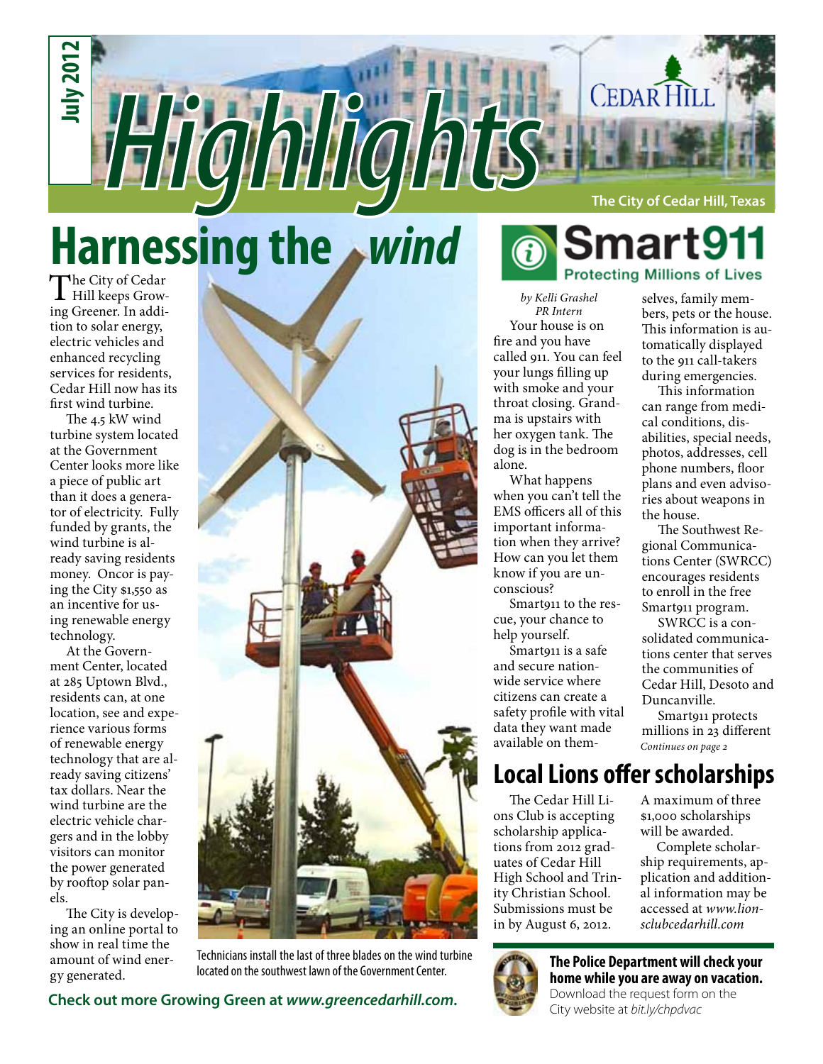July 2012

# Highlights

The City of Cedar Hill, Texas

## Harnessing the wind

The City of Cedar Hill keeps Growing Greener. In addition to solar energy, electric vehicles and enhanced recycling services for residents, Cedar Hill now has its first wind turbine.

The 4.5 kW wind turbine system located at the Government Center looks more like a piece of public art than it does a generator of electricity. Fully funded by grants, the wind turbine is already saving residents money. Oncor is paying the City $1,550 as an incentive for using renewable energy technology.

At the Government Center, located at 285 Uptown Blvd., residents can, at one location, see and experience various forms of renewable energy technology that are already saving citizens' tax dollars. Near the wind turbine are the electric vehicle chargers and in the lobby visitors can monitor the power generated by rooftop solar panels.

The City is developing an online portal to show in real time the amount of wind energy generated.

Technicians install the last of three blades on the wind turbine located on the southwest lawn of the Government Center.

**Check out more Growing Green at *www.greencedarhill.com*.**

## Smart911

Protecting Millions of Lives

*by Kelli Grashel*
*PR Intern*

Your house is on fire and you have called 911. You can feel your lungs filling up with smoke and your throat closing. Grandma is upstairs with her oxygen tank. The dog is in the bedroom alone.

What happens when you can't tell the EMS officers all of this important information when they arrive? How can you let them know if you are unconscious?

Smart911 to the rescue, your chance to help yourself.

Smart911 is a safe and secure nationwide service where citizens can create a safety profile with vital data they want made available on themselves, family members, pets or the house. This information is automatically displayed to the 911 call-takers during emergencies.

This information can range from medical conditions, disabilities, special needs, photos, addresses, cell phone numbers, floor plans and even advisories about weapons in the house.

The Southwest Regional Communications Center (SWRCC) encourages residents to enroll in the free Smart911 program.

SWRCC is a consolidated communications center that serves the communities of Cedar Hill, Desoto and Duncanville.

Smart911 protects millions in 23 different

*Continues on page 2*

## Local Lions offer scholarships

The Cedar Hill Lions Club is accepting scholarship applications from 2012 graduates of Cedar Hill High School and Trinity Christian School. Submissions must be in by August 6, 2012.

A maximum of three $1,000 scholarships will be awarded.

Complete scholarship requirements, application and additional information may be accessed at *www.lionsclubcedarhill.com*

**The Police Department will check your home while you are away on vacation.**
Download the request form on the City website at *bit.ly/chpdvac*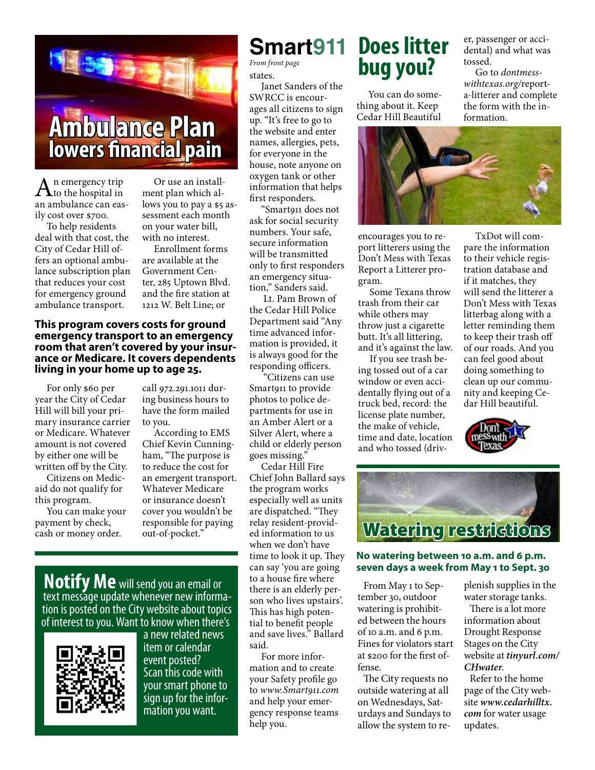# Ambulance Plan lowers financial pain

An emergency trip to the hospital in an ambulance can easily cost over $700.

To help residents deal with that cost, the City of Cedar Hill offers an optional ambulance subscription plan that reduces your cost for emergency ground ambulance transport.

Or use an installment plan which allows you to pay a $5 assessment each month on your water bill, with no interest.

Enrollment forms are available at the Government Center, 285 Uptown Blvd. and the fire station at 1212 W. Belt Line; or call 972.291.1011 during business hours to have the form mailed to you.

**This program covers costs for ground emergency transport to an emergency room that aren't covered by your insurance or Medicare. It covers dependents living in your home up to age 25.**

For only $60 per year the City of Cedar Hill will bill your primary insurance carrier or Medicare. Whatever amount is not covered by either one will be written off by the City.

Citizens on Medicaid do not qualify for this program.

You can make your payment by check, cash or money order.

According to EMS Chief Kevin Cunningham, "The purpose is to reduce the cost for an emergent transport. Whatever Medicare or insurance doesn't cover you wouldn't be responsible for paying out-of-pocket."

## Notify Me

**Notify Me** will send you an email or text message update whenever new information is posted on the City website about topics of interest to you. Want to know when there's a new related news item or calendar event posted? Scan this code with your smart phone to sign up for the information you want.

# Smart911

*From front page*

states.

Janet Sanders of the SWRCC is encourages all citizens to sign up. "It's free to go to the website and enter names, allergies, pets, for everyone in the house, note anyone on oxygen tank or other information that helps first responders.

"Smart911 does not ask for social security numbers. Your safe, secure information will be transmitted only to first responders in an emergency situation," Sanders said.

Lt. Pam Brown of the Cedar Hill Police Department said "Any time advanced information is provided, it is always good for the responding officers.

"Citizens can use Smart911 to provide photos to police departments for use in an Amber Alert or a Silver Alert, where a child or elderly person goes missing."

Cedar Hill Fire Chief John Ballard says the program works especially well as units are dispatched. "They relay resident-provided information to us when we don't have time to look it up. They can say 'you are going to a house fire where there is an elderly person who lives upstairs'. This has high potential to benefit people and save lives." Ballard said.

For more information and to create your Safety profile go to *www.Smart911.com* and help your emergency response teams help you.

# Does litter bug you?

You can do something about it. Keep Cedar Hill Beautiful encourages you to report litterers using the Don't Mess with Texas Report a Litterer program.

Some Texans throw trash from their car while others may throw just a cigarette butt. It's all littering, and it's against the law.

If you see trash being tossed out of a car window or even accidentally flying out of a truck bed, record: the license plate number, the make of vehicle, time and date, location and who tossed (driver, passenger or accidental) and what was tossed.

Go to *dontmesswithtexas.org*/report-a-litterer and complete the form with the information.

TxDot will compare the information to their vehicle registration database and if it matches, they will send the litterer a Don't Mess with Texas litterbag along with a letter reminding them to keep their trash off of our roads. And you can feel good about doing something to clean up our community and keeping Cedar Hill beautiful.

# Watering restrictions

**No watering between 10 a.m. and 6 p.m. seven days a week from May 1 to Sept. 30**

From May 1 to September 30, outdoor watering is prohibited between the hours of 10 a.m. and 6 p.m. Fines for violators start at $200 for the first offense.

The City requests no outside watering at all on Wednesdays, Saturdays and Sundays to allow the system to replenish supplies in the water storage tanks.

There is a lot more information about Drought Response Stages on the City website at ***tinyurl.com/CHwater***.

Refer to the home page of the City website ***www.cedarhilltx.com*** for water usage updates.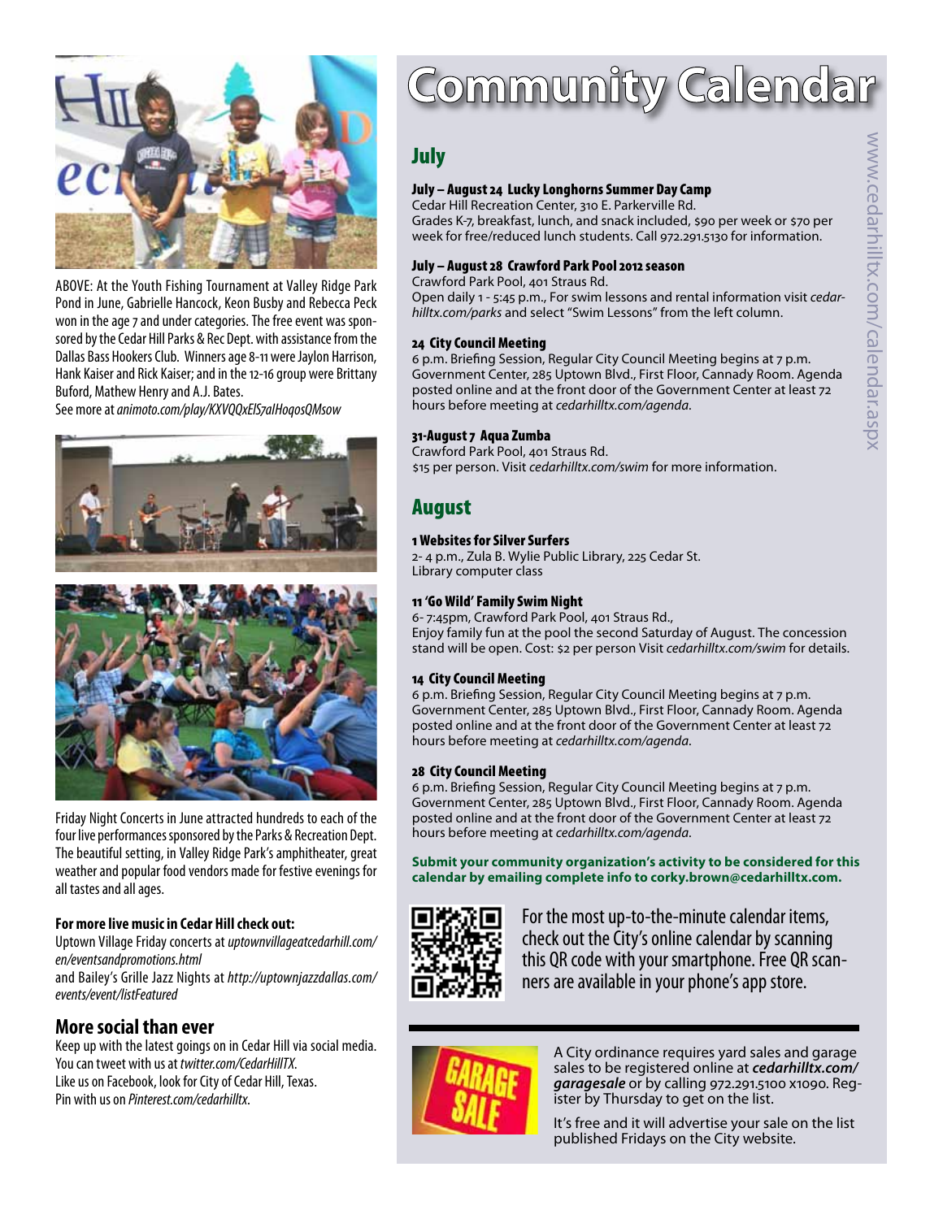ABOVE: At the Youth Fishing Tournament at Valley Ridge Park Pond in June, Gabrielle Hancock, Keon Busby and Rebecca Peck won in the age 7 and under categories. The free event was sponsored by the Cedar Hill Parks & Rec Dept. with assistance from the Dallas Bass Hookers Club. Winners age 8-11 were Jaylon Harrison, Hank Kaiser and Rick Kaiser; and in the 12-16 group were Brittany Buford, Mathew Henry and A.J. Bates.
See more at *animoto.com/play/KXVQQxElS7alHoqosQMsow*

Friday Night Concerts in June attracted hundreds to each of the four live performances sponsored by the Parks & Recreation Dept. The beautiful setting, in Valley Ridge Park's amphitheater, great weather and popular food vendors made for festive evenings for all tastes and all ages.

**For more live music in Cedar Hill check out:**
Uptown Village Friday concerts at *uptownvillageatcedarhill.com/en/eventsandpromotions.html*
and Bailey's Grille Jazz Nights at *http://uptownjazzdallas.com/events/event/listFeatured*

## More social than ever

Keep up with the latest goings on in Cedar Hill via social media.
You can tweet with us at *twitter.com/CedarHillTX*.
Like us on Facebook, look for City of Cedar Hill, Texas.
Pin with us on *Pinterest.com/cedarhilltx*.

# Community Calendar

www.cedarhilltx.com/calendar.aspx

## July

**July – August 24 Lucky Longhorns Summer Day Camp**
Cedar Hill Recreation Center, 310 E. Parkerville Rd.
Grades K-7, breakfast, lunch, and snack included, $90 per week or $70 per week for free/reduced lunch students. Call 972.291.5130 for information.

**July – August 28 Crawford Park Pool 2012 season**
Crawford Park Pool, 401 Straus Rd.
Open daily 1 - 5:45 p.m., For swim lessons and rental information visit *cedarhilltx.com/parks* and select "Swim Lessons" from the left column.

**24 City Council Meeting**
6 p.m. Briefing Session, Regular City Council Meeting begins at 7 p.m.
Government Center, 285 Uptown Blvd., First Floor, Cannady Room. Agenda posted online and at the front door of the Government Center at least 72 hours before meeting at *cedarhilltx.com/agenda*.

**31-August 7 Aqua Zumba**
Crawford Park Pool, 401 Straus Rd.
$15 per person. Visit *cedarhilltx.com/swim* for more information.

## August

**1 Websites for Silver Surfers**
2- 4 p.m., Zula B. Wylie Public Library, 225 Cedar St.
Library computer class

**11 'Go Wild' Family Swim Night**
6- 7:45pm, Crawford Park Pool, 401 Straus Rd.,
Enjoy family fun at the pool the second Saturday of August. The concession stand will be open. Cost: $2 per person Visit *cedarhilltx.com/swim* for details.

**14 City Council Meeting**
6 p.m. Briefing Session, Regular City Council Meeting begins at 7 p.m.
Government Center, 285 Uptown Blvd., First Floor, Cannady Room. Agenda posted online and at the front door of the Government Center at least 72 hours before meeting at *cedarhilltx.com/agenda*.

**28 City Council Meeting**
6 p.m. Briefing Session, Regular City Council Meeting begins at 7 p.m.
Government Center, 285 Uptown Blvd., First Floor, Cannady Room. Agenda posted online and at the front door of the Government Center at least 72 hours before meeting at *cedarhilltx.com/agenda*.

**Submit your community organization's activity to be considered for this calendar by emailing complete info to corky.brown@cedarhilltx.com.**

For the most up-to-the-minute calendar items, check out the City's online calendar by scanning this QR code with your smartphone. Free QR scanners are available in your phone's app store.

A City ordinance requires yard sales and garage sales to be registered online at ***cedarhilltx.com/garagesale*** or by calling 972.291.5100 x1090. Register by Thursday to get on the list.

It's free and it will advertise your sale on the list published Fridays on the City website.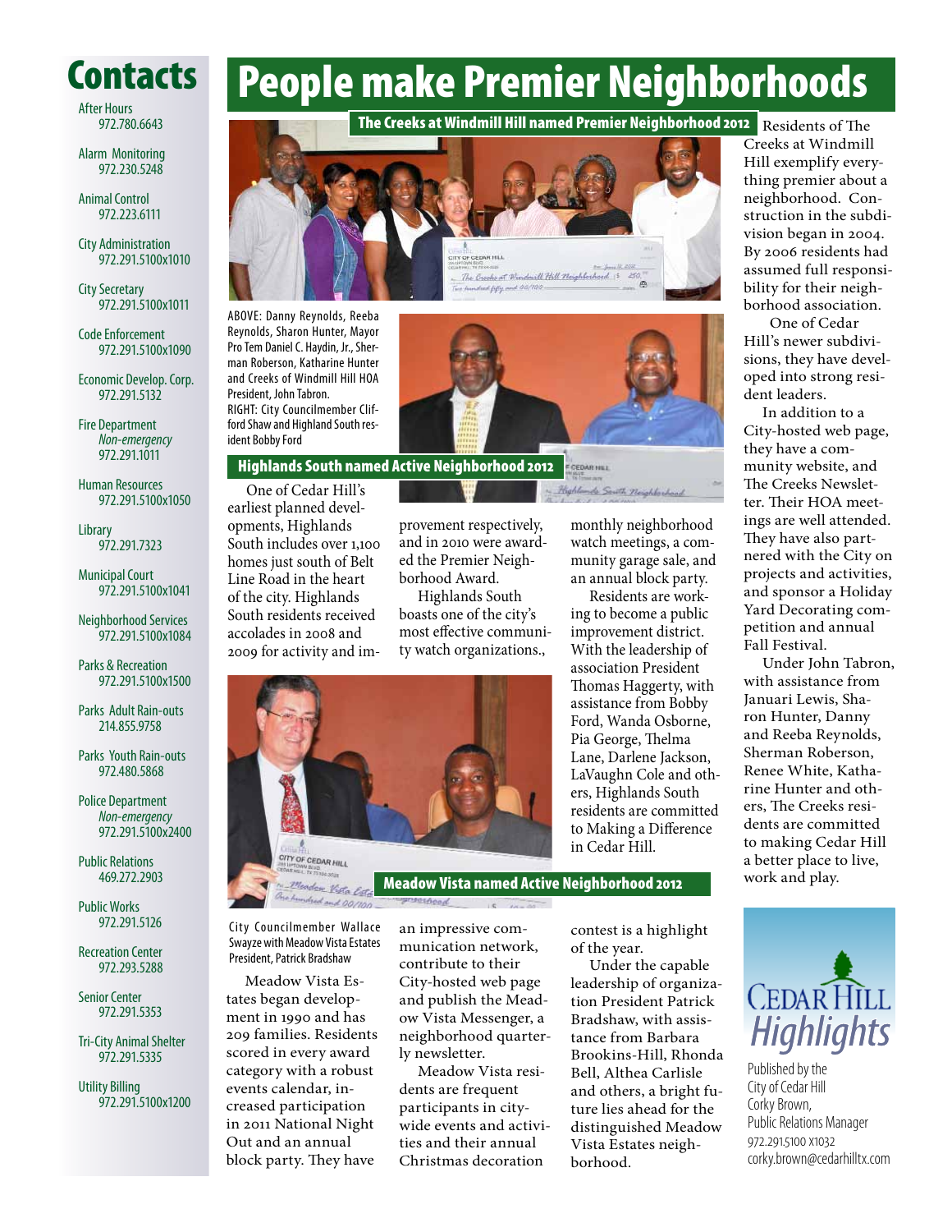## Contacts

After Hours
972.780.6643

Alarm Monitoring
972.230.5248

Animal Control
972.223.6111

City Administration
972.291.5100x1010

City Secretary
972.291.5100x1011

Code Enforcement
972.291.5100x1090

Economic Develop. Corp.
972.291.5132

Fire Department
*Non-emergency*
972.291.1011

Human Resources
972.291.5100x1050

Library
972.291.7323

Municipal Court
972.291.5100x1041

Neighborhood Services
972.291.5100x1084

Parks & Recreation
972.291.5100x1500

Parks Adult Rain-outs
214.855.9758

Parks Youth Rain-outs
972.480.5868

Police Department
*Non-emergency*
972.291.5100x2400

Public Relations
469.272.2903

Public Works
972.291.5126

Recreation Center
972.293.5288

Senior Center
972.291.5353

Tri-City Animal Shelter
972.291.5335

Utility Billing
972.291.5100x1200

# People make Premier Neighborhoods

## The Creeks at Windmill Hill named Premier Neighborhood 2012

ABOVE: Danny Reynolds, Reeba Reynolds, Sharon Hunter, Mayor Pro Tem Daniel C. Haydin, Jr., Sherman Roberson, Katharine Hunter and Creeks of Windmill Hill HOA President, John Tabron.
RIGHT: City Councilmember Clifford Shaw and Highland South resident Bobby Ford

Residents of The Creeks at Windmill Hill exemplify everything premier about a neighborhood. Construction in the subdivision began in 2004. By 2006 residents had assumed full responsibility for their neighborhood association.

One of Cedar Hill's newer subdivisions, they have developed into strong resident leaders.

In addition to a City-hosted web page, they have a community website, and The Creeks Newsletter. Their HOA meetings are well attended. They have also partnered with the City on projects and activities, and sponsor a Holiday Yard Decorating competition and annual Fall Festival.

Under John Tabron, with assistance from Januari Lewis, Sharon Hunter, Danny and Reeba Reynolds, Sherman Roberson, Renee White, Katharine Hunter and others, The Creeks residents are committed to making Cedar Hill a better place to live, work and play.

## Highlands South named Active Neighborhood 2012

One of Cedar Hill's earliest planned developments, Highlands South includes over 1,100 homes just south of Belt Line Road in the heart of the city. Highlands South residents received accolades in 2008 and 2009 for activity and improvement respectively, and in 2010 were awarded the Premier Neighborhood Award.

Highlands South boasts one of the city's most effective community watch organizations., monthly neighborhood watch meetings, a community garage sale, and an annual block party.

Residents are working to become a public improvement district. With the leadership of association President Thomas Haggerty, with assistance from Bobby Ford, Wanda Osborne, Pia George, Thelma Lane, Darlene Jackson, LaVaughn Cole and others, Highlands South residents are committed to Making a Difference in Cedar Hill.

## Meadow Vista named Active Neighborhood 2012

City Councilmember Wallace Swayze with Meadow Vista Estates President, Patrick Bradshaw

Meadow Vista Estates began development in 1990 and has 209 families. Residents scored in every award category with a robust events calendar, increased participation in 2011 National Night Out and an annual block party. They have an impressive communication network, contribute to their City-hosted web page and publish the Meadow Vista Messenger, a neighborhood quarterly newsletter.

Meadow Vista residents are frequent participants in citywide events and activities and their annual Christmas decoration contest is a highlight of the year.

Under the capable leadership of organization President Patrick Bradshaw, with assistance from Barbara Brookins-Hill, Rhonda Bell, Althea Carlisle and others, a bright future lies ahead for the distinguished Meadow Vista Estates neighborhood.

CEDAR HILL *Highlights*

Published by the City of Cedar Hill
Corky Brown, Public Relations Manager
972.291.5100 x1032
corky.brown@cedarhilltx.com